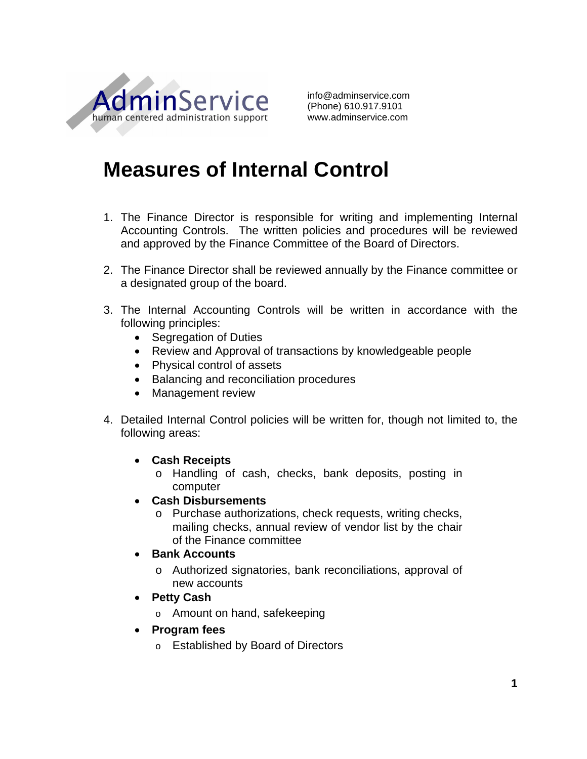AdminService
human centered administration support

info@adminservice.com
(Phone) 610.917.9101
www.adminservice.com

# Measures of Internal Control

1. The Finance Director is responsible for writing and implementing Internal Accounting Controls. The written policies and procedures will be reviewed and approved by the Finance Committee of the Board of Directors.

2. The Finance Director shall be reviewed annually by the Finance committee or a designated group of the board.

3. The Internal Accounting Controls will be written in accordance with the following principles:
   - Segregation of Duties
   - Review and Approval of transactions by knowledgeable people
   - Physical control of assets
   - Balancing and reconciliation procedures
   - Management review

4. Detailed Internal Control policies will be written for, though not limited to, the following areas:

   - **Cash Receipts**
     - Handling of cash, checks, bank deposits, posting in computer
   - **Cash Disbursements**
     - Purchase authorizations, check requests, writing checks, mailing checks, annual review of vendor list by the chair of the Finance committee
   - **Bank Accounts**
     - Authorized signatories, bank reconciliations, approval of new accounts
   - **Petty Cash**
     - Amount on hand, safekeeping
   - **Program fees**
     - Established by Board of Directors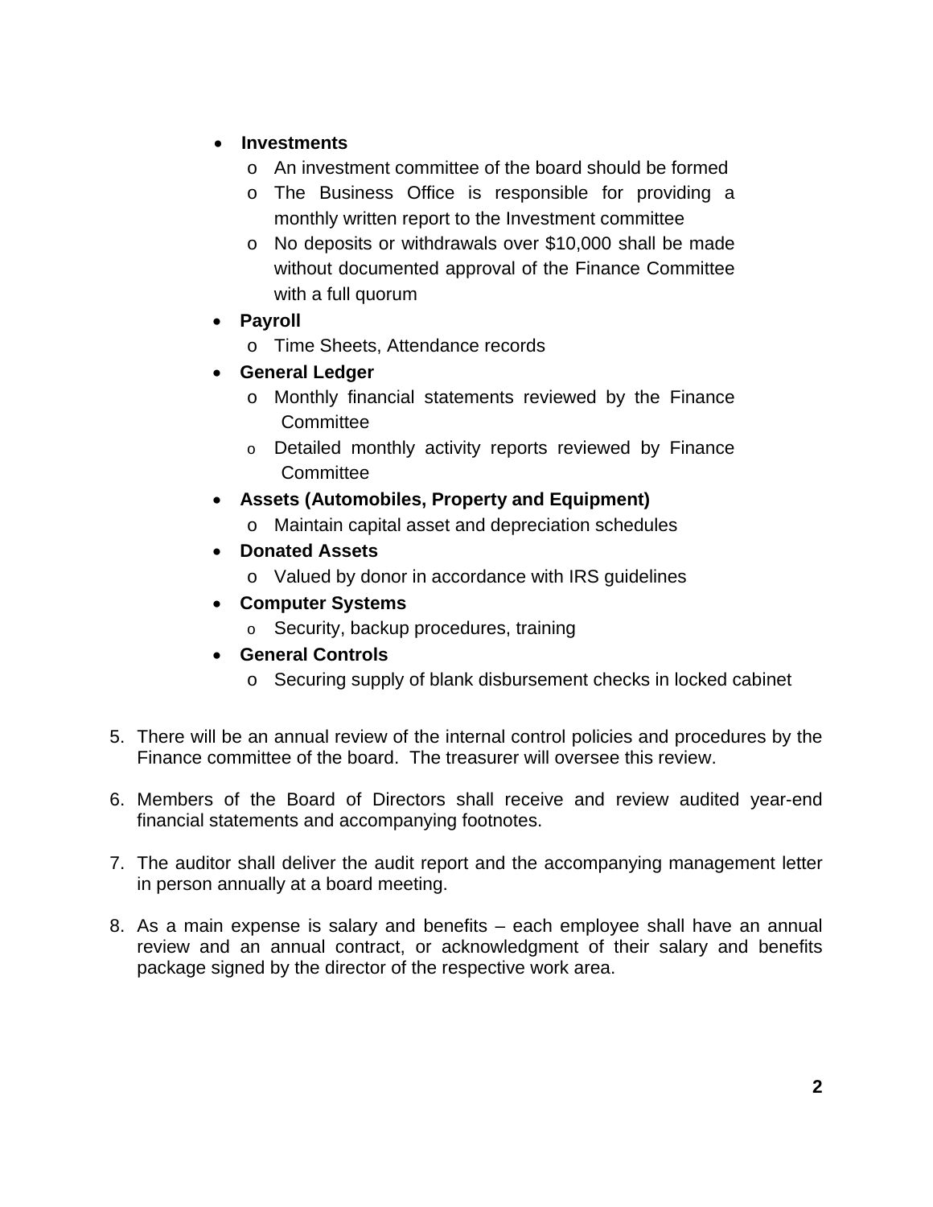- **Investments**
  - An investment committee of the board should be formed
  - The Business Office is responsible for providing a monthly written report to the Investment committee
  - No deposits or withdrawals over $10,000 shall be made without documented approval of the Finance Committee with a full quorum
- **Payroll**
  - Time Sheets, Attendance records
- **General Ledger**
  - Monthly financial statements reviewed by the Finance Committee
  - Detailed monthly activity reports reviewed by Finance Committee
- **Assets (Automobiles, Property and Equipment)**
  - Maintain capital asset and depreciation schedules
- **Donated Assets**
  - Valued by donor in accordance with IRS guidelines
- **Computer Systems**
  - Security, backup procedures, training
- **General Controls**
  - Securing supply of blank disbursement checks in locked cabinet

5. There will be an annual review of the internal control policies and procedures by the Finance committee of the board. The treasurer will oversee this review.

6. Members of the Board of Directors shall receive and review audited year-end financial statements and accompanying footnotes.

7. The auditor shall deliver the audit report and the accompanying management letter in person annually at a board meeting.

8. As a main expense is salary and benefits – each employee shall have an annual review and an annual contract, or acknowledgment of their salary and benefits package signed by the director of the respective work area.